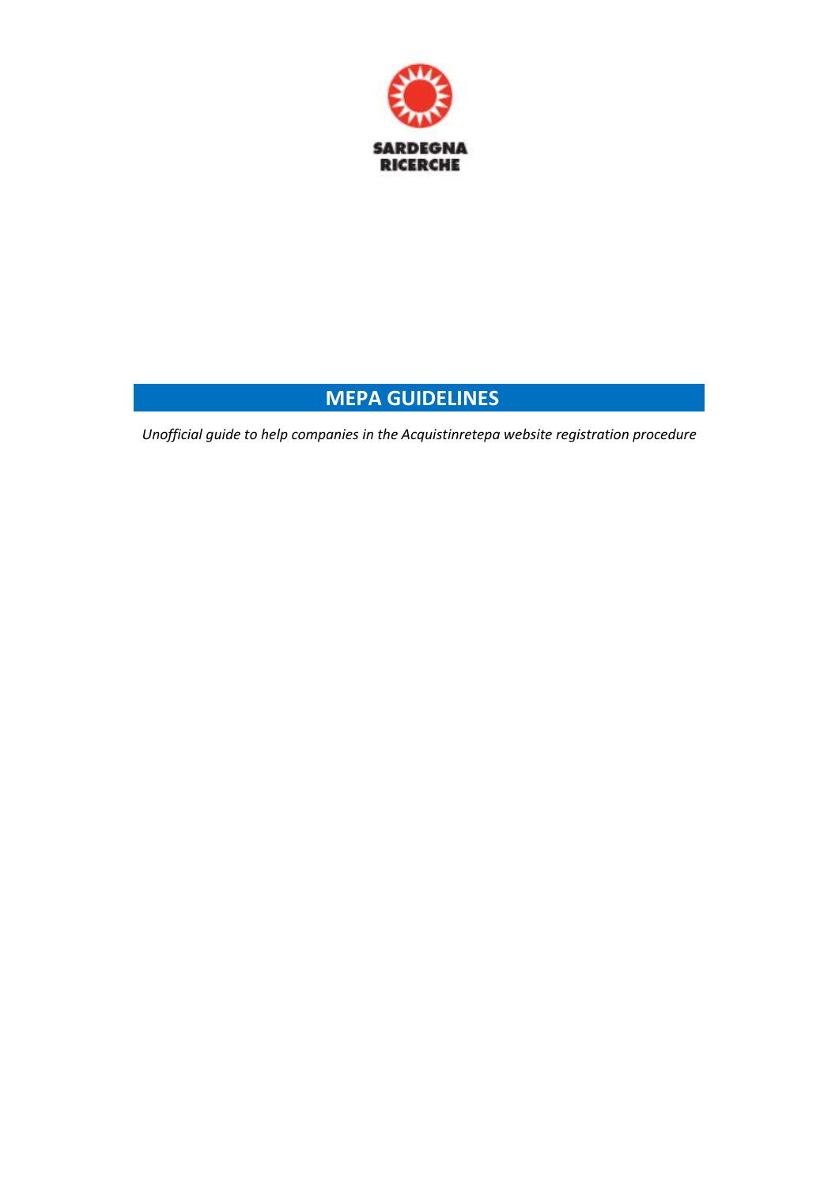SARDEGNA RICERCHE

# MEPA GUIDELINES

*Unofficial guide to help companies in the Acquistinretepa website registration procedure*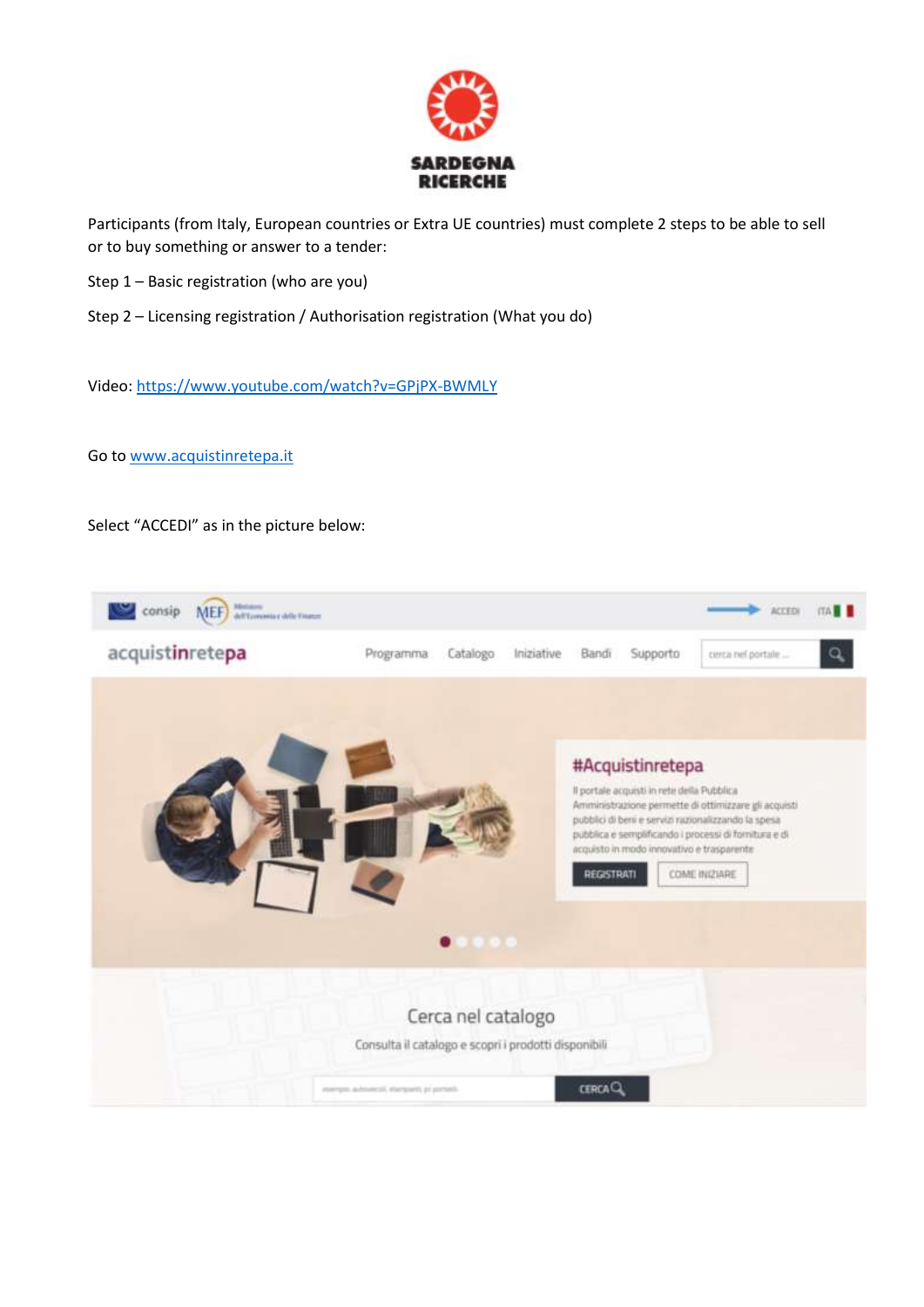SARDEGNA RICERCHE

Participants (from Italy, European countries or Extra UE countries) must complete 2 steps to be able to sell or to buy something or answer to a tender:

Step 1 – Basic registration (who are you)

Step 2 – Licensing registration / Authorisation registration (What you do)

Video: https://www.youtube.com/watch?v=GPjPX-BWMLY

Go to www.acquistinretepa.it

Select "ACCEDI" as in the picture below: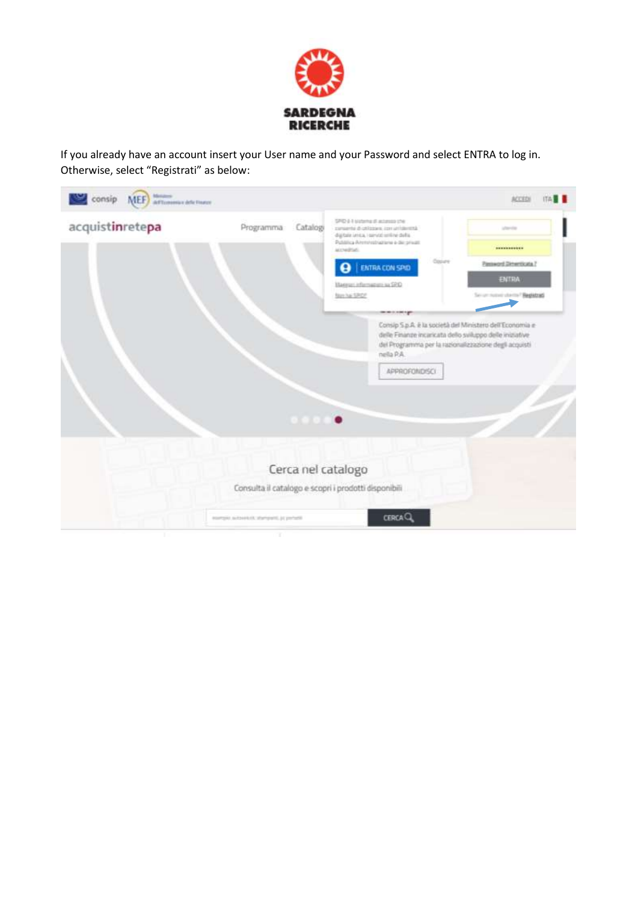If you already have an account insert your User name and your Password and select ENTRA to log in. Otherwise, select “Registrati” as below: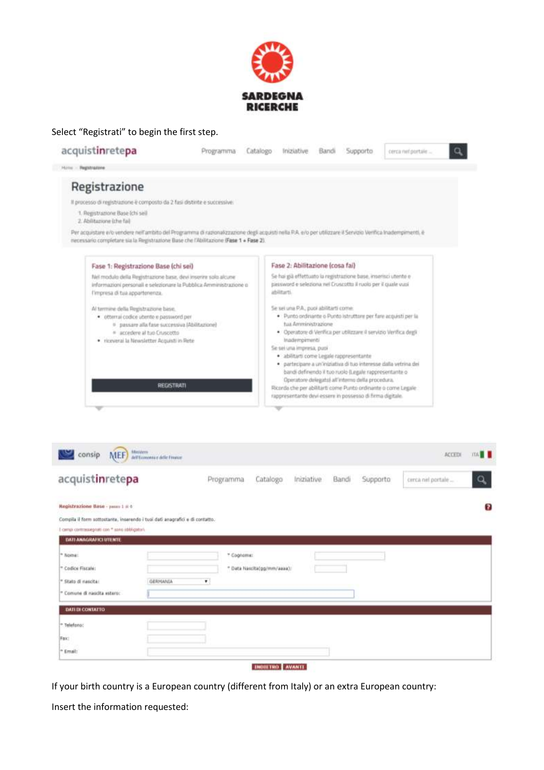SARDEGNA RICERCHE

Select “Registrati” to begin the first step.

acquistinretepa — Programma Catalogo Iniziative Bandi Supporto

Home › Registrazione

## Registrazione

Il processo di registrazione è composto da 2 fasi distinte e successive:

1. Registrazione Base (chi sei)
2. Abilitazione (che fai)

Per acquistare e/o vendere nell'ambito del Programma di razionalizzazione degli acquisti nella P.A. e/o per utilizzare il Servizio Verifica Inadempimenti, è necessario completare sia la Registrazione Base che l'Abilitazione (Fase 1 + Fase 2).

### Fase 1: Registrazione Base (chi sei)

Nel modulo della Registrazione base, devi inserire solo alcune informazioni personali e selezionare la Pubblica Amministrazione o l'impresa di tua appartenenza.

Al termine della Registrazione base,

- otterrai codice utente e password per
  - passare alla fase successiva (Abilitazione)
  - accedere al tuo Cruscotto
- riceverai la Newsletter Acquisti in Rete

REGISTRATI

### Fase 2: Abilitazione (cosa fai)

Se hai già effettuato la registrazione base, inserisci utente e password e seleziona nel Cruscotto il ruolo per il quale vuoi abilitarti.

Se sei una P.A., puoi abilitarti come:

- Punto ordinante o Punto istruttore per fare acquisti per la tua Amministrazione
- Operatore di Verifica per utilizzare il servizio Verifica degli Inadempimenti

Se sei una impresa, puoi

- abilitarti come Legale rappresentante
- partecipare a un'iniziativa di tuo interesse dalla vetrina dei bandi definendo il tuo ruolo (Legale rappresentante o Operatore delegato) all'interno della procedura.

Ricorda che per abilitarti come Punto ordinante o come Legale rappresentante devi essere in possesso di firma digitale.

consip — MEF Ministero dell'Economia e delle Finanze — ACCEDI ITA

acquistinretepa — Programma Catalogo Iniziative Bandi Supporto

**Registrazione Base** - passo 1 di 6

Compila il form sottostante, inserendo i tuoi dati anagrafici e di contatto.

I campi contrassegnati con * sono obbligatori.

**DATI ANAGRAFICI UTENTE**

| | | | |
|---|---|---|---|
| * Nome: | | * Cognome: | |
| * Codice Fiscale: | | * Data Nascita(gg/mm/aaaa): | |
| * Stato di nascita: | GERMANIA | | |
| * Comune di nascita estero: | | | |

**DATI DI CONTATTO**

| | |
|---|---|
| * Telefono: | |
| Fax: | |
| * Email: | |

INDIETRO AVANTI

If your birth country is a European country (different from Italy) or an extra European country:

Insert the information requested: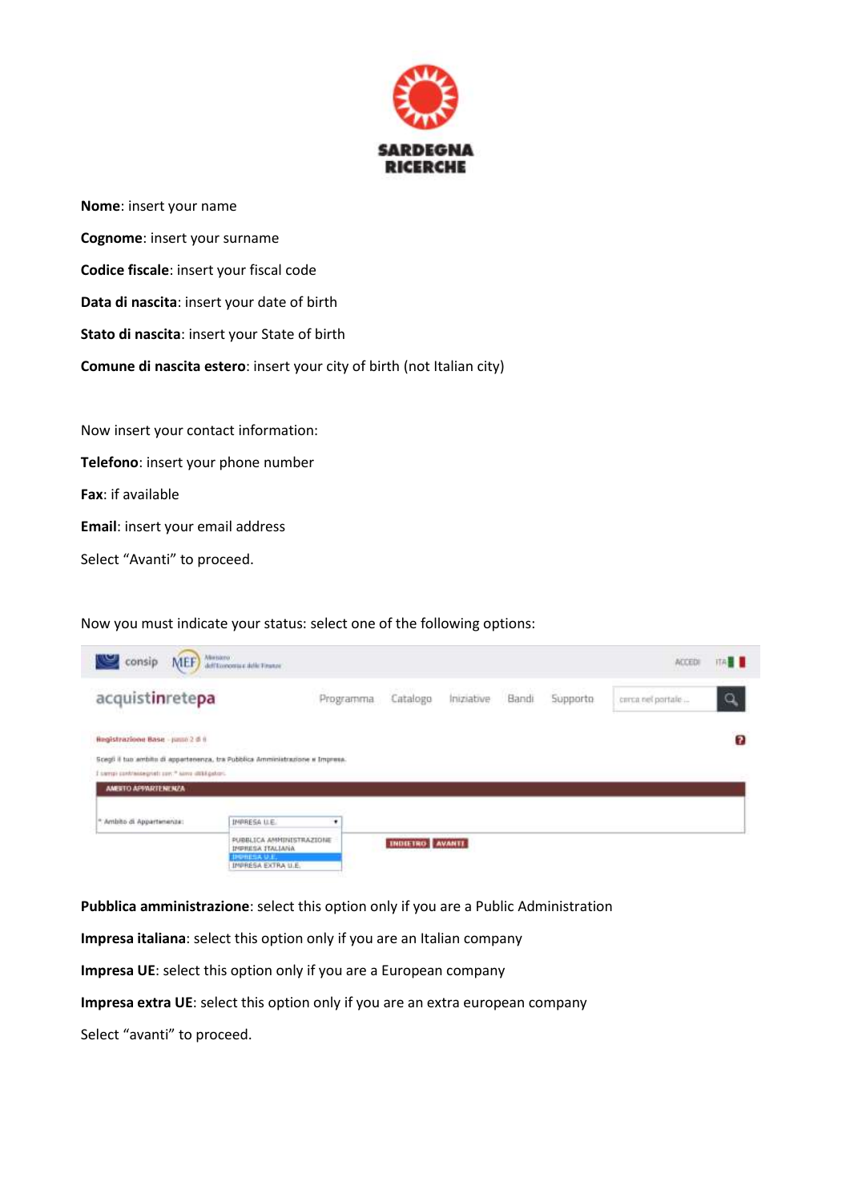**Nome**: insert your name

**Cognome**: insert your surname

**Codice fiscale**: insert your fiscal code

**Data di nascita**: insert your date of birth

**Stato di nascita**: insert your State of birth

**Comune di nascita estero**: insert your city of birth (not Italian city)

Now insert your contact information:

**Telefono**: insert your phone number

**Fax**: if available

**Email**: insert your email address

Select “Avanti” to proceed.

Now you must indicate your status: select one of the following options:

**Pubblica amministrazione**: select this option only if you are a Public Administration

**Impresa italiana**: select this option only if you are an Italian company

**Impresa UE**: select this option only if you are a European company

**Impresa extra UE**: select this option only if you are an extra european company

Select “avanti” to proceed.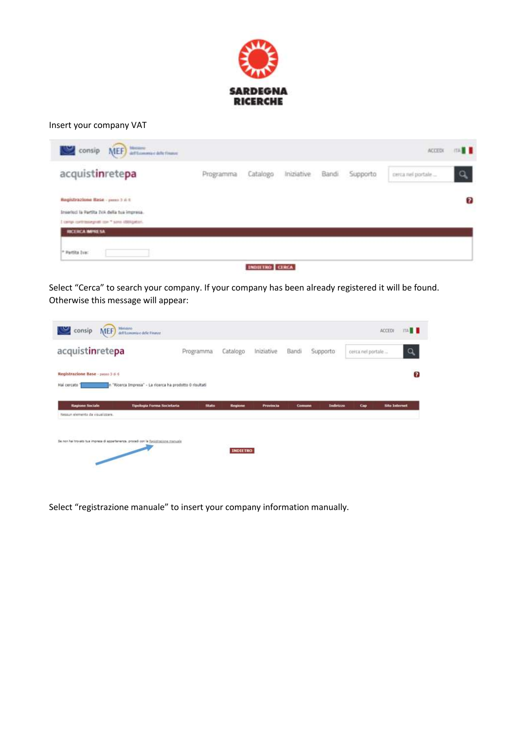Insert your company VAT

Select “Cerca” to search your company. If your company has been already registered it will be found. Otherwise this message will appear:

Select “registrazione manuale” to insert your company information manually.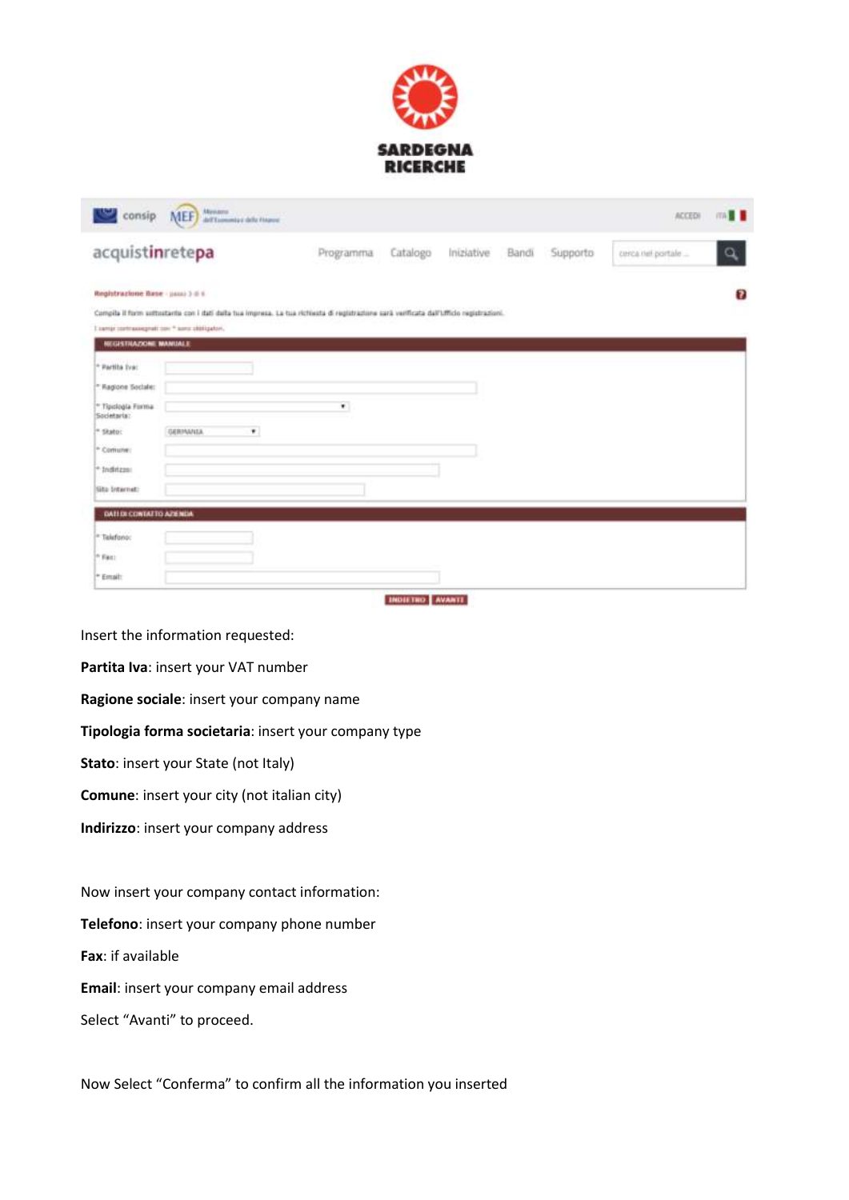Insert the information requested:

**Partita Iva**: insert your VAT number

**Ragione sociale**: insert your company name

**Tipologia forma societaria**: insert your company type

**Stato**: insert your State (not Italy)

**Comune**: insert your city (not italian city)

**Indirizzo**: insert your company address

Now insert your company contact information:

**Telefono**: insert your company phone number

**Fax**: if available

**Email**: insert your company email address

Select “Avanti” to proceed.

Now Select “Conferma” to confirm all the information you inserted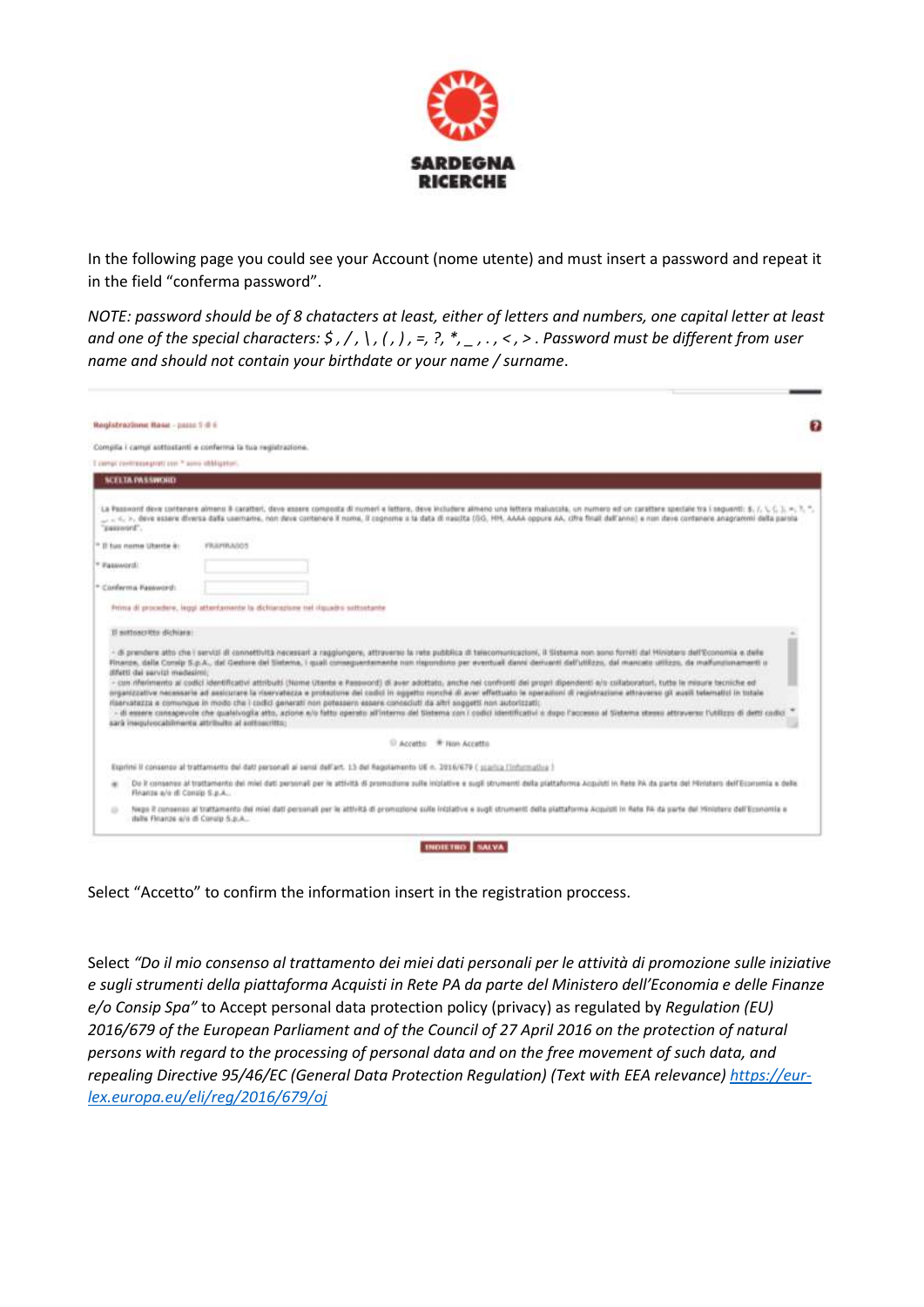In the following page you could see your Account (nome utente) and must insert a password and repeat it in the field "conferma password".

*NOTE: password should be of 8 chatacters at least, either of letters and numbers, one capital letter at least and one of the special characters: $ , / , \ , ( , ) , =, ?, *, _ , . , < , > . Password must be different from user name and should not contain your birthdate or your name / surname.*

Select "Accetto" to confirm the information insert in the registration proccess.

Select *"Do il mio consenso al trattamento dei miei dati personali per le attività di promozione sulle iniziative e sugli strumenti della piattaforma Acquisti in Rete PA da parte del Ministero dell'Economia e delle Finanze e/o Consip Spa"* to Accept personal data protection policy (privacy) as regulated by *Regulation (EU) 2016/679 of the European Parliament and of the Council of 27 April 2016 on the protection of natural persons with regard to the processing of personal data and on the free movement of such data, and repealing Directive 95/46/EC (General Data Protection Regulation) (Text with EEA relevance)* [https://eur-lex.europa.eu/eli/reg/2016/679/oj](https://eur-lex.europa.eu/eli/reg/2016/679/oj)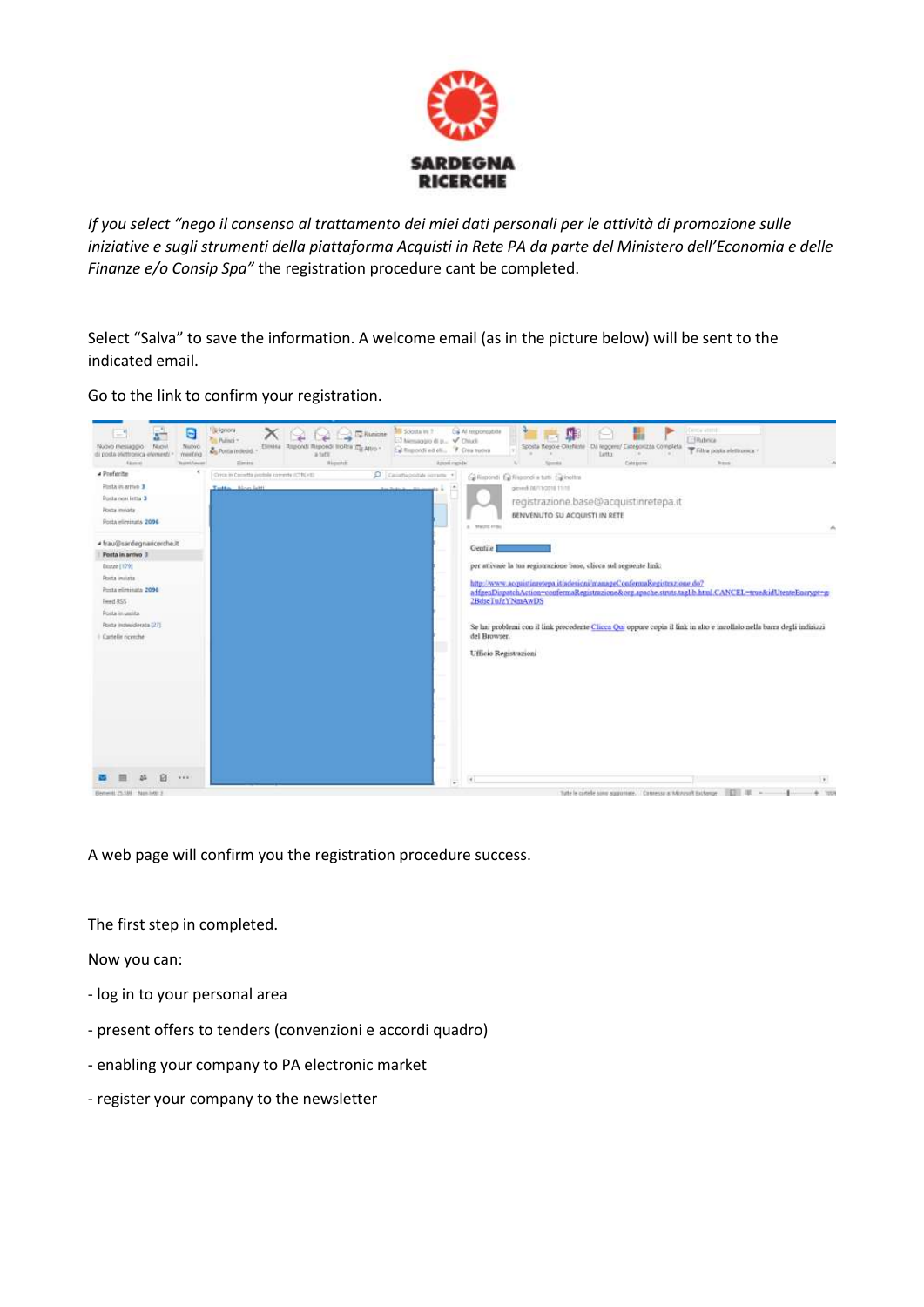*If you select "nego il consenso al trattamento dei miei dati personali per le attività di promozione sulle iniziative e sugli strumenti della piattaforma Acquisti in Rete PA da parte del Ministero dell'Economia e delle Finanze e/o Consip Spa"* the registration procedure cant be completed.

Select "Salva" to save the information. A welcome email (as in the picture below) will be sent to the indicated email.

Go to the link to confirm your registration.

A web page will confirm you the registration procedure success.

The first step in completed.

Now you can:

- log in to your personal area
- present offers to tenders (convenzioni e accordi quadro)
- enabling your company to PA electronic market
- register your company to the newsletter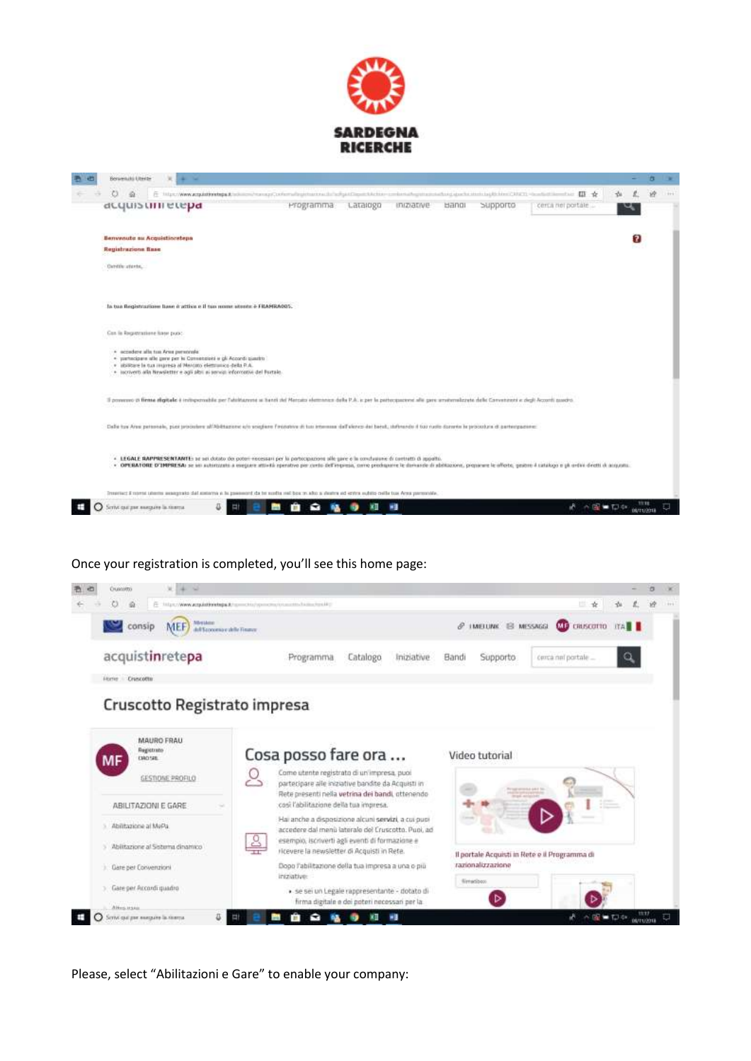Once your registration is completed, you'll see this home page:

Please, select "Abilitazioni e Gare" to enable your company: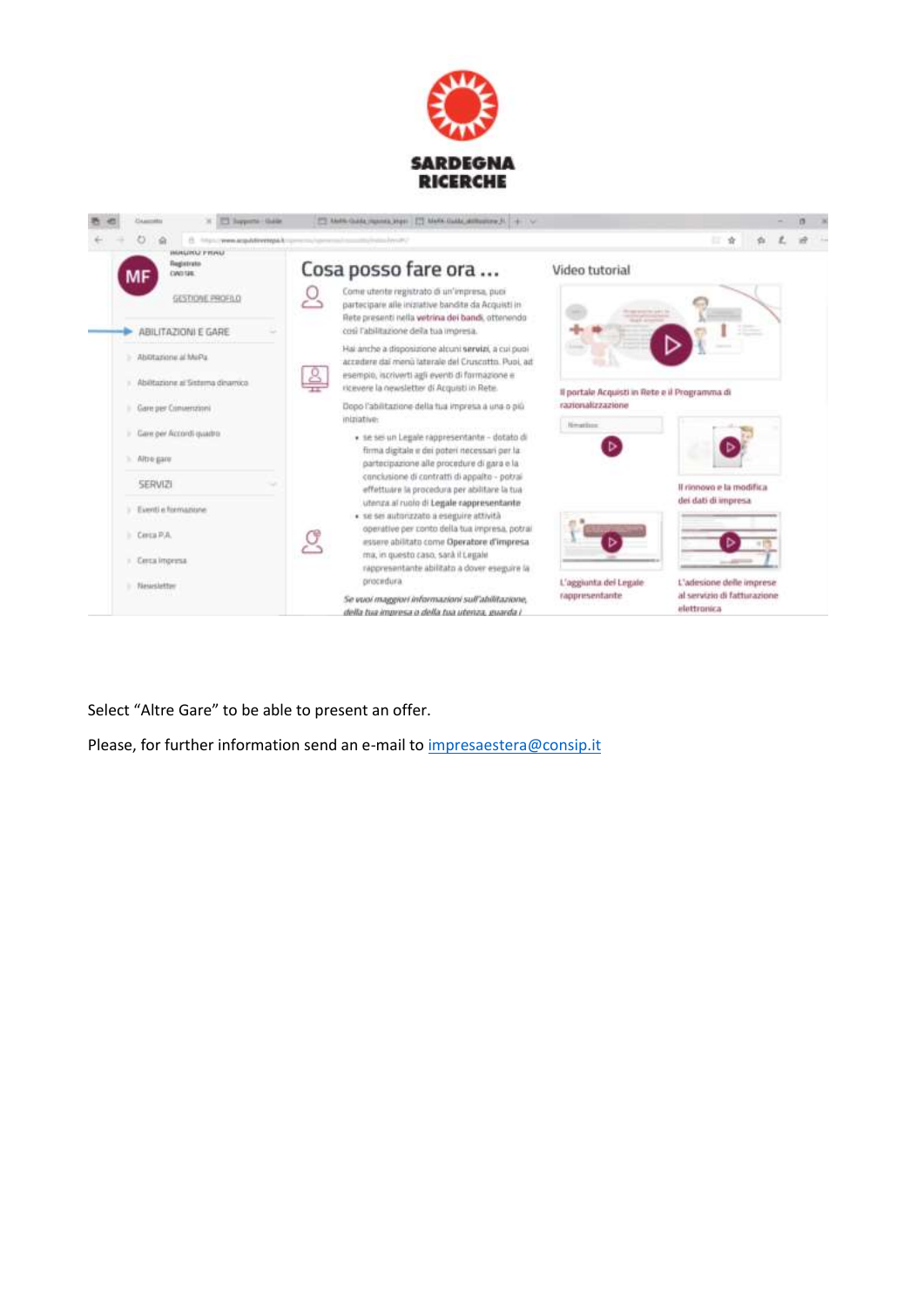Select “Altre Gare” to be able to present an offer.

Please, for further information send an e-mail to impresaestera@consip.it